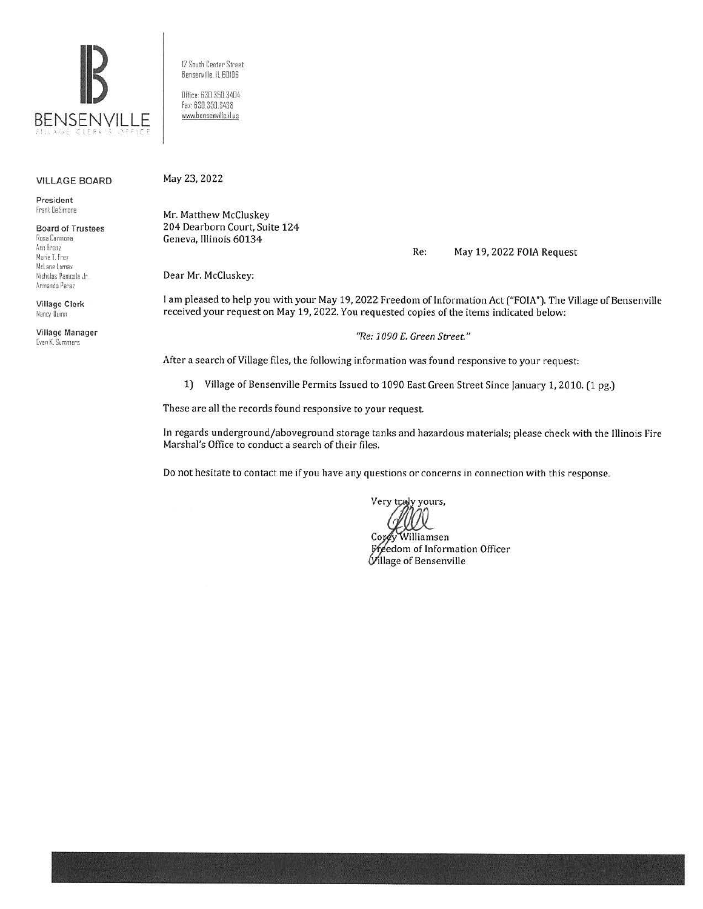BENSENVILLE
VILLAGE CLERK'S OFFICE

12 South Center Street
Bensenville, IL 60106

Office: 630.350.3404
Fax: 630.350.3438
www.bensenville.il.us

**VILLAGE BOARD**

**President**
Frank DeSimone

**Board of Trustees**
Rosa Carmona
Ann Franz
Marie T. Frey
McLane Lomax
Nicholas Panicola Jr.
Armando Perez

**Village Clerk**
Nancy Quinn

**Village Manager**
Evan K. Summers

May 23, 2022

Mr. Matthew McCluskey
204 Dearborn Court, Suite 124
Geneva, Illinois 60134

Re: May 19, 2022 FOIA Request

Dear Mr. McCluskey:

I am pleased to help you with your May 19, 2022 Freedom of Information Act ("FOIA"). The Village of Bensenville received your request on May 19, 2022. You requested copies of the items indicated below:

*"Re: 1090 E. Green Street."*

After a search of Village files, the following information was found responsive to your request:

1) Village of Bensenville Permits Issued to 1090 East Green Street Since January 1, 2010. (1 pg.)

These are all the records found responsive to your request.

In regards underground/aboveground storage tanks and hazardous materials; please check with the Illinois Fire Marshal's Office to conduct a search of their files.

Do not hesitate to contact me if you have any questions or concerns in connection with this response.

Very truly yours,

Corey Williamsen
Freedom of Information Officer
Village of Bensenville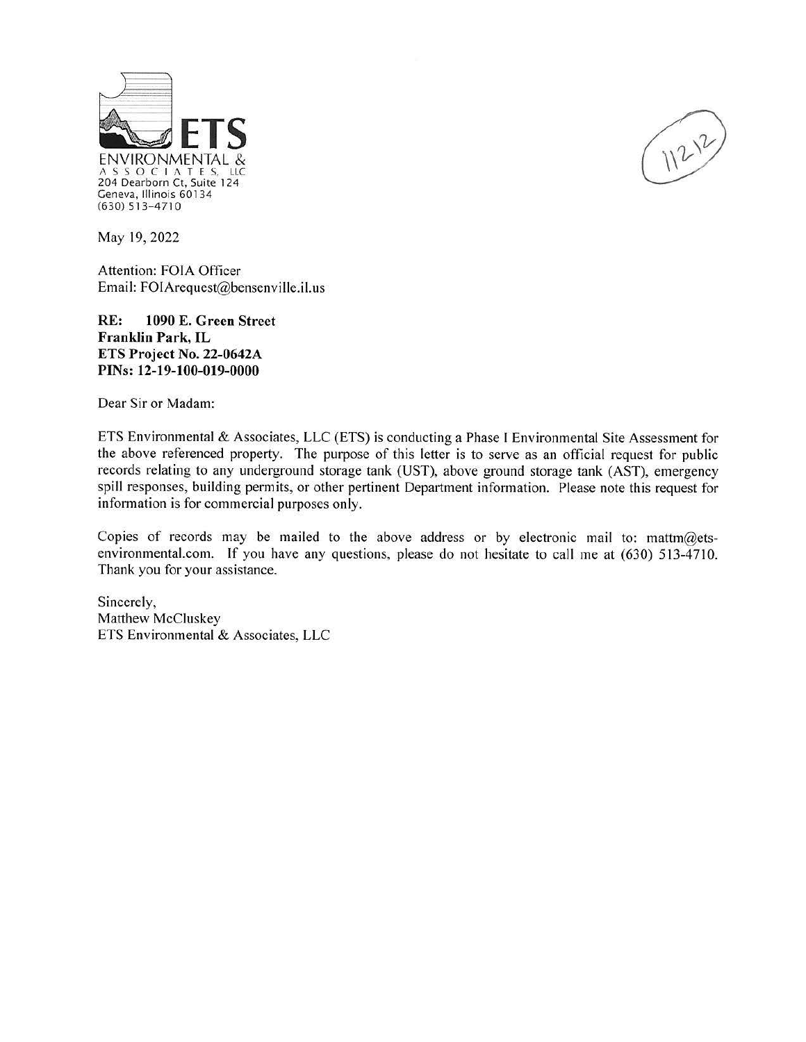**ETS**
ENVIRONMENTAL &
ASSOCIATES, LLC
204 Dearborn Ct, Suite 124
Geneva, Illinois 60134
(630) 513-4710

11212

May 19, 2022

Attention: FOIA Officer
Email: FOIArequest@bensenville.il.us

**RE: 1090 E. Green Street**
**Franklin Park, IL**
**ETS Project No. 22-0642A**
**PINs: 12-19-100-019-0000**

Dear Sir or Madam:

ETS Environmental & Associates, LLC (ETS) is conducting a Phase I Environmental Site Assessment for the above referenced property. The purpose of this letter is to serve as an official request for public records relating to any underground storage tank (UST), above ground storage tank (AST), emergency spill responses, building permits, or other pertinent Department information. Please note this request for information is for commercial purposes only.

Copies of records may be mailed to the above address or by electronic mail to: mattm@ets-environmental.com. If you have any questions, please do not hesitate to call me at (630) 513-4710. Thank you for your assistance.

Sincerely,
Matthew McCluskey
ETS Environmental & Associates, LLC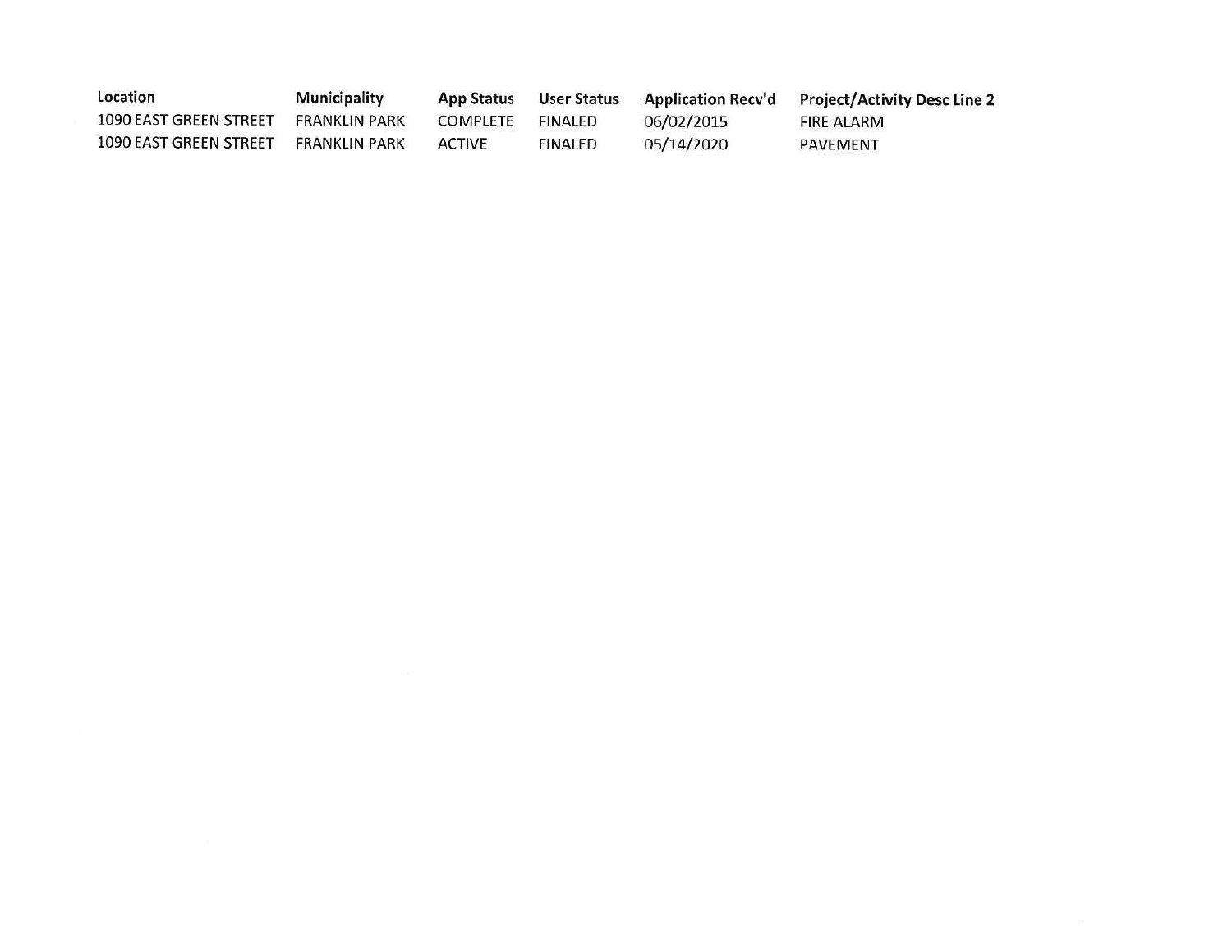| Location | Municipality | App Status | User Status | Application Recv'd | Project/Activity Desc Line 2 |
| --- | --- | --- | --- | --- | --- |
| 1090 EAST GREEN STREET | FRANKLIN PARK | COMPLETE | FINALED | 06/02/2015 | FIRE ALARM |
| 1090 EAST GREEN STREET | FRANKLIN PARK | ACTIVE | FINALED | 05/14/2020 | PAVEMENT |